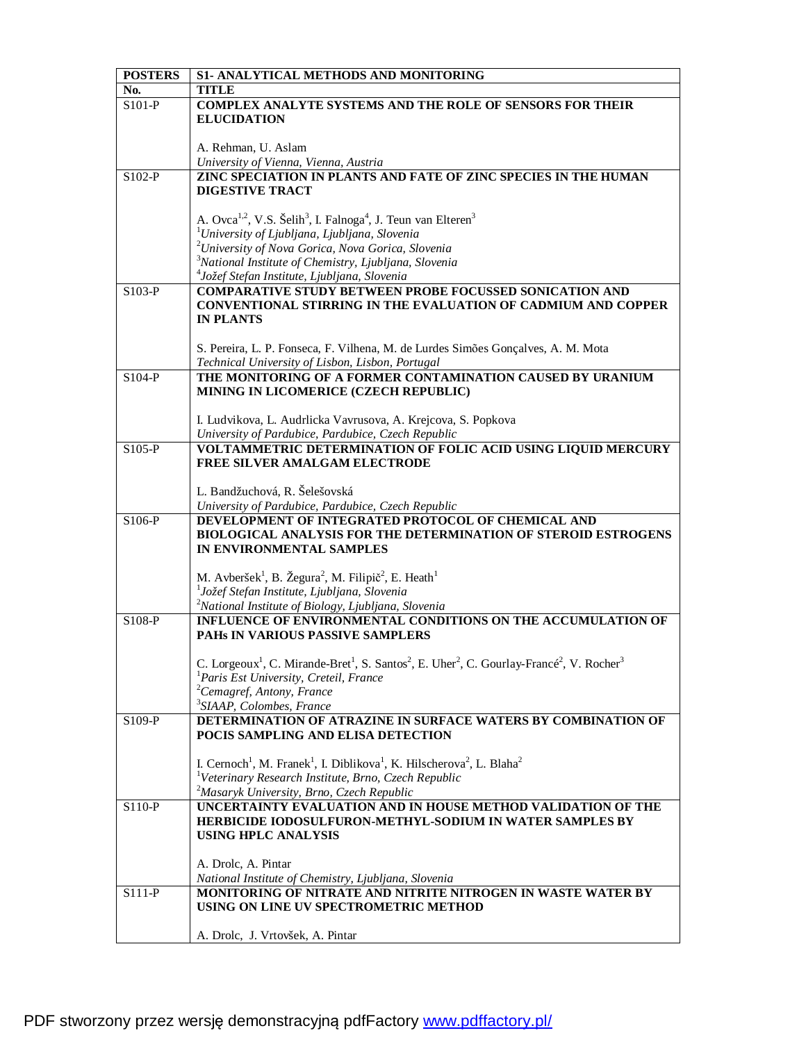| POSTERS | S1- ANALYTICAL METHODS AND MONITORING |
|---|---|
| No. | TITLE |
| S101-P | **COMPLEX ANALYTE SYSTEMS AND THE ROLE OF SENSORS FOR THEIR ELUCIDATION**<br><br>A. Rehman, U. Aslam<br>*University of Vienna, Vienna, Austria* |
| S102-P | **ZINC SPECIATION IN PLANTS AND FATE OF ZINC SPECIES IN THE HUMAN DIGESTIVE TRACT**<br><br>A. Ovca[1,2], V.S. Šelih[3], I. Falnoga[4], J. Teun van Elteren[3]<br>[1]*University of Ljubljana, Ljubljana, Slovenia*<br>[2]*University of Nova Gorica, Nova Gorica, Slovenia*<br>[3]*National Institute of Chemistry, Ljubljana, Slovenia*<br>[4]*Jožef Stefan Institute, Ljubljana, Slovenia* |
| S103-P | **COMPARATIVE STUDY BETWEEN PROBE FOCUSSED SONICATION AND CONVENTIONAL STIRRING IN THE EVALUATION OF CADMIUM AND COPPER IN PLANTS**<br><br>S. Pereira, L. P. Fonseca, F. Vilhena, M. de Lurdes Simões Gonçalves, A. M. Mota<br>*Technical University of Lisbon, Lisbon, Portugal* |
| S104-P | **THE MONITORING OF A FORMER CONTAMINATION CAUSED BY URANIUM MINING IN LICOMERICE (CZECH REPUBLIC)**<br><br>I. Ludvikova, L. Audrlicka Vavrusova, A. Krejcova, S. Popkova<br>*University of Pardubice, Pardubice, Czech Republic* |
| S105-P | **VOLTAMMETRIC DETERMINATION OF FOLIC ACID USING LIQUID MERCURY FREE SILVER AMALGAM ELECTRODE**<br><br>L. Bandžuchová, R. Šelešovská<br>*University of Pardubice, Pardubice, Czech Republic* |
| S106-P | **DEVELOPMENT OF INTEGRATED PROTOCOL OF CHEMICAL AND BIOLOGICAL ANALYSIS FOR THE DETERMINATION OF STEROID ESTROGENS IN ENVIRONMENTAL SAMPLES**<br><br>M. Avberšek[1], B. Žegura[2], M. Filipič[2], E. Heath[1]<br>[1]*Jožef Stefan Institute, Ljubljana, Slovenia*<br>[2]*National Institute of Biology, Ljubljana, Slovenia* |
| S108-P | **INFLUENCE OF ENVIRONMENTAL CONDITIONS ON THE ACCUMULATION OF PAHs IN VARIOUS PASSIVE SAMPLERS**<br><br>C. Lorgeoux[1], C. Mirande-Bret[1], S. Santos[2], E. Uher[2], C. Gourlay-Francé[2], V. Rocher[3]<br>[1]*Paris Est University, Creteil, France*<br>[2]*Cemagref, Antony, France*<br>[3]*SIAAP, Colombes, France* |
| S109-P | **DETERMINATION OF ATRAZINE IN SURFACE WATERS BY COMBINATION OF POCIS SAMPLING AND ELISA DETECTION**<br><br>I. Cernoch[1], M. Franek[1], I. Diblikova[1], K. Hilscherova[2], L. Blaha[2]<br>[1]*Veterinary Research Institute, Brno, Czech Republic*<br>[2]*Masaryk University, Brno, Czech Republic* |
| S110-P | **UNCERTAINTY EVALUATION AND IN HOUSE METHOD VALIDATION OF THE HERBICIDE IODOSULFURON-METHYL-SODIUM IN WATER SAMPLES BY USING HPLC ANALYSIS**<br><br>A. Drolc, A. Pintar<br>*National Institute of Chemistry, Ljubljana, Slovenia* |
| S111-P | **MONITORING OF NITRATE AND NITRITE NITROGEN IN WASTE WATER BY USING ON LINE UV SPECTROMETRIC METHOD**<br><br>A. Drolc, J. Vrtovšek, A. Pintar |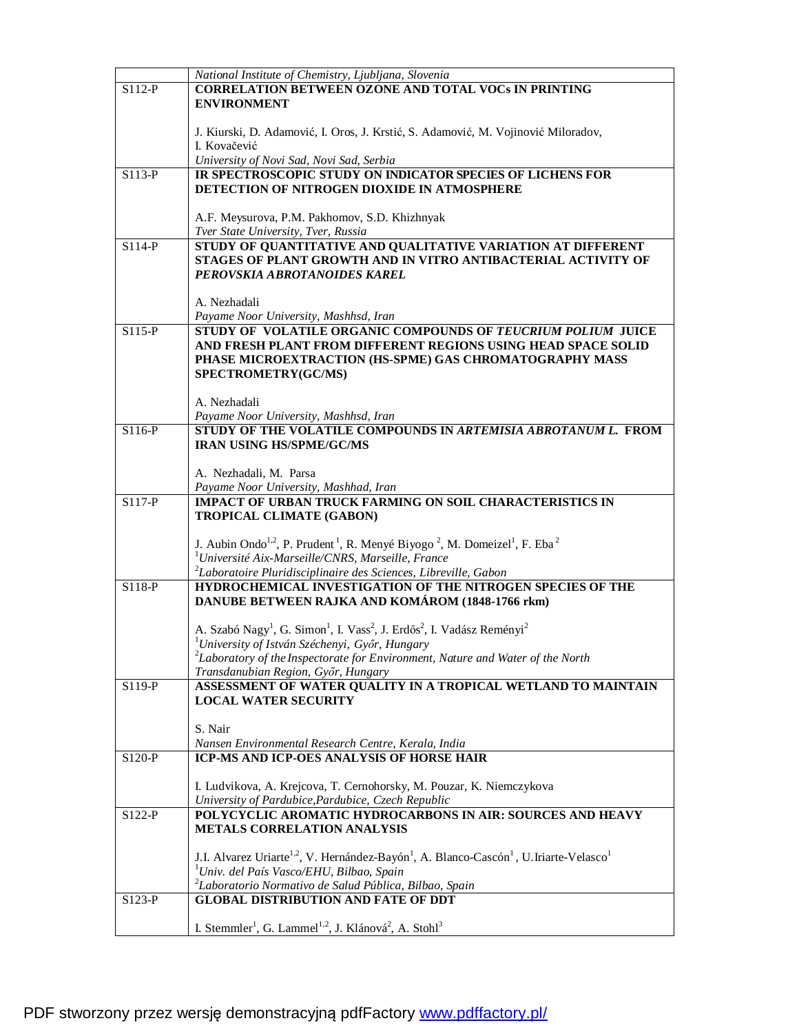| | |
|---|---|
| | *National Institute of Chemistry, Ljubljana, Slovenia* |
| S112-P | **CORRELATION BETWEEN OZONE AND TOTAL VOCs IN PRINTING ENVIRONMENT**<br><br>J. Kiurski, D. Adamović, I. Oros, J. Krstić, S. Adamović, M. Vojinović Miloradov, I. Kovačević<br>*University of Novi Sad, Novi Sad, Serbia* |
| S113-P | **IR SPECTROSCOPIC STUDY ON INDICATOR SPECIES OF LICHENS FOR DETECTION OF NITROGEN DIOXIDE IN ATMOSPHERE**<br><br>A.F. Meysurova, P.M. Pakhomov, S.D. Khizhnyak<br>*Tver State University, Tver, Russia* |
| S114-P | **STUDY OF QUANTITATIVE AND QUALITATIVE VARIATION AT DIFFERENT STAGES OF PLANT GROWTH AND IN VITRO ANTIBACTERIAL ACTIVITY OF *PEROVSKIA ABROTANOIDES KAREL***<br><br>A. Nezhadali<br>*Payame Noor University, Mashhsd, Iran* |
| S115-P | **STUDY OF VOLATILE ORGANIC COMPOUNDS OF *TEUCRIUM POLIUM* JUICE AND FRESH PLANT FROM DIFFERENT REGIONS USING HEAD SPACE SOLID PHASE MICROEXTRACTION (HS-SPME) GAS CHROMATOGRAPHY MASS SPECTROMETRY(GC/MS)**<br><br>A. Nezhadali<br>*Payame Noor University, Mashhsd, Iran* |
| S116-P | **STUDY OF THE VOLATILE COMPOUNDS IN *ARTEMISIA ABROTANUM L.* FROM IRAN USING HS/SPME/GC/MS**<br><br>A. Nezhadali, M. Parsa<br>*Payame Noor University, Mashhad, Iran* |
| S117-P | **IMPACT OF URBAN TRUCK FARMING ON SOIL CHARACTERISTICS IN TROPICAL CLIMATE (GABON)**<br><br>J. Aubin Ondo[1,2], P. Prudent [1], R. Menyé Biyogo [2], M. Domeizel[1], F. Eba [2]<br>[1]*Université Aix-Marseille/CNRS, Marseille, France*<br>[2]*Laboratoire Pluridisciplinaire des Sciences, Libreville, Gabon* |
| S118-P | **HYDROCHEMICAL INVESTIGATION OF THE NITROGEN SPECIES OF THE DANUBE BETWEEN RAJKA AND KOMÁROM (1848-1766 rkm)**<br><br>A. Szabó Nagy[1], G. Simon[1], I. Vass[2], J. Erdős[2], I. Vadász Rényi[2]<br>[1]*University of István Széchenyi, Győr, Hungary*<br>[2]*Laboratory of the Inspectorate for Environment, Nature and Water of the North Transdanubian Region, Győr, Hungary* |
| S119-P | **ASSESSMENT OF WATER QUALITY IN A TROPICAL WETLAND TO MAINTAIN LOCAL WATER SECURITY**<br><br>S. Nair<br>*Nansen Environmental Research Centre, Kerala, India* |
| S120-P | **ICP-MS AND ICP-OES ANALYSIS OF HORSE HAIR**<br><br>I. Ludvikova, A. Krejcova, T. Cernohorsky, M. Pouzar, K. Niemczykova<br>*University of Pardubice,Pardubice, Czech Republic* |
| S122-P | **POLYCYCLIC AROMATIC HYDROCARBONS IN AIR: SOURCES AND HEAVY METALS CORRELATION ANALYSIS**<br><br>J.I. Alvarez Uriarte[1,2], V. Hernández-Bayón[1], A. Blanco-Cascón[1], U.Iriarte-Velasco[1]<br>[1]*Univ. del País Vasco/EHU, Bilbao, Spain*<br>[2]*Laboratorio Normativo de Salud Pública, Bilbao, Spain* |
| S123-P | **GLOBAL DISTRIBUTION AND FATE OF DDT**<br><br>I. Stemmler[1], G. Lammel[1,2], J. Klánová[2], A. Stohl[3] |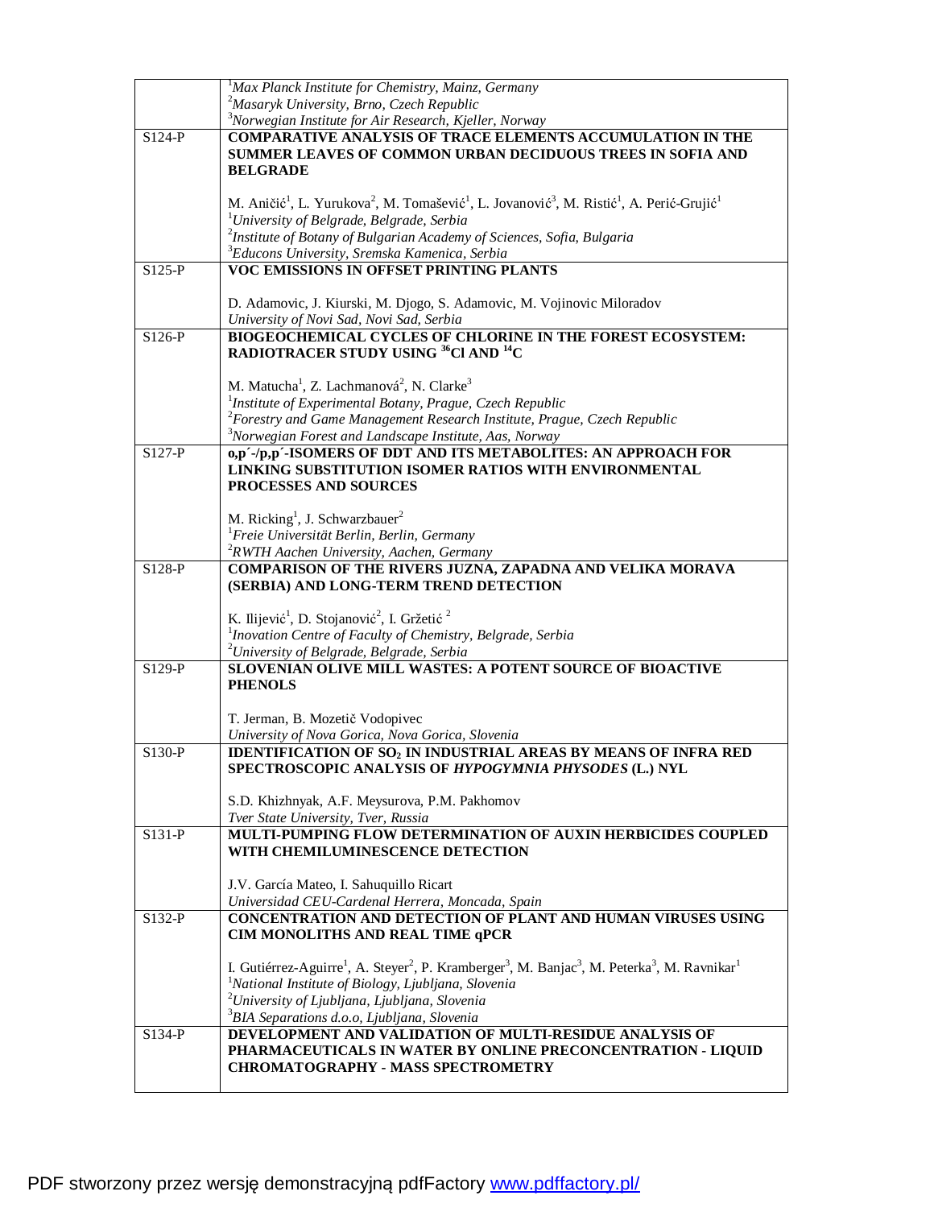| | |
|---|---|
| | [1]*Max Planck Institute for Chemistry, Mainz, Germany*<br>[2]*Masaryk University, Brno, Czech Republic*<br>[3]*Norwegian Institute for Air Research, Kjeller, Norway* |
| S124-P | **COMPARATIVE ANALYSIS OF TRACE ELEMENTS ACCUMULATION IN THE SUMMER LEAVES OF COMMON URBAN DECIDUOUS TREES IN SOFIA AND BELGRADE**<br><br>M. Aničić[1], L. Yurukova[2], M. Tomašević[1], L. Jovanović[3], M. Ristić[1], A. Perić-Grujić[1]<br>[1]*University of Belgrade, Belgrade, Serbia*<br>[2]*Institute of Botany of Bulgarian Academy of Sciences, Sofia, Bulgaria*<br>[3]*Educons University, Sremska Kamenica, Serbia* |
| S125-P | **VOC EMISSIONS IN OFFSET PRINTING PLANTS**<br><br>D. Adamovic, J. Kiurski, M. Djogo, S. Adamovic, M. Vojinovic Miloradov<br>*University of Novi Sad, Novi Sad, Serbia* |
| S126-P | **BIOGEOCHEMICAL CYCLES OF CHLORINE IN THE FOREST ECOSYSTEM: RADIOTRACER STUDY USING $^{36}$Cl AND $^{14}$C**<br><br>M. Matucha[1], Z. Lachmanová[2], N. Clarke[3]<br>[1]*Institute of Experimental Botany, Prague, Czech Republic*<br>[2]*Forestry and Game Management Research Institute, Prague, Czech Republic*<br>[3]*Norwegian Forest and Landscape Institute, Aas, Norway* |
| S127-P | **o,p´-/p,p´-ISOMERS OF DDT AND ITS METABOLITES: AN APPROACH FOR LINKING SUBSTITUTION ISOMER RATIOS WITH ENVIRONMENTAL PROCESSES AND SOURCES**<br><br>M. Ricking[1], J. Schwarzbauer[2]<br>[1]*Freie Universität Berlin, Berlin, Germany*<br>[2]*RWTH Aachen University, Aachen, Germany* |
| S128-P | **COMPARISON OF THE RIVERS JUZNA, ZAPADNA AND VELIKA MORAVA (SERBIA) AND LONG-TERM TREND DETECTION**<br><br>K. Ilijević[1], D. Stojanović[2], I. Gržetić[2]<br>[1]*Inovation Centre of Faculty of Chemistry, Belgrade, Serbia*<br>[2]*University of Belgrade, Belgrade, Serbia* |
| S129-P | **SLOVENIAN OLIVE MILL WASTES: A POTENT SOURCE OF BIOACTIVE PHENOLS**<br><br>T. Jerman, B. Mozetič Vodopivec<br>*University of Nova Gorica, Nova Gorica, Slovenia* |
| S130-P | **IDENTIFICATION OF $SO_2$ IN INDUSTRIAL AREAS BY MEANS OF INFRA RED SPECTROSCOPIC ANALYSIS OF *HYPOGYMNIA PHYSODES* (L.) NYL**<br><br>S.D. Khizhnyak, A.F. Meysurova, P.M. Pakhomov<br>*Tver State University, Tver, Russia* |
| S131-P | **MULTI-PUMPING FLOW DETERMINATION OF AUXIN HERBICIDES COUPLED WITH CHEMILUMINESCENCE DETECTION**<br><br>J.V. García Mateo, I. Sahuquillo Ricart<br>*Universidad CEU-Cardenal Herrera, Moncada, Spain* |
| S132-P | **CONCENTRATION AND DETECTION OF PLANT AND HUMAN VIRUSES USING CIM MONOLITHS AND REAL TIME qPCR**<br><br>I. Gutiérrez-Aguirre[1], A. Steyer[2], P. Kramberger[3], M. Banjac[3], M. Peterka[3], M. Ravnikar[1]<br>[1]*National Institute of Biology, Ljubljana, Slovenia*<br>[2]*University of Ljubljana, Ljubljana, Slovenia*<br>[3]*BIA Separations d.o.o, Ljubljana, Slovenia* |
| S134-P | **DEVELOPMENT AND VALIDATION OF MULTI-RESIDUE ANALYSIS OF PHARMACEUTICALS IN WATER BY ONLINE PRECONCENTRATION - LIQUID CHROMATOGRAPHY - MASS SPECTROMETRY** |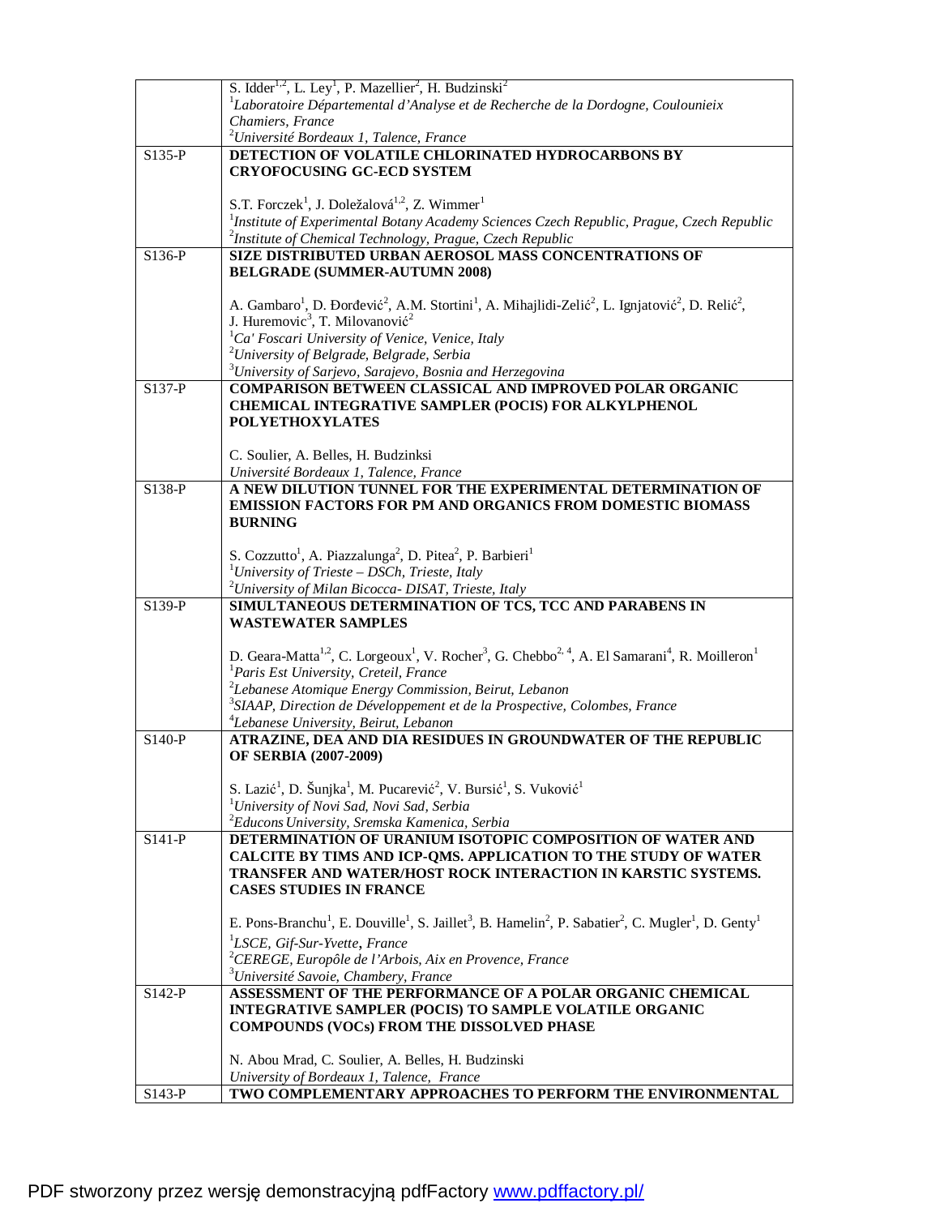| | |
|---|---|
| | S. Idder[1,2], L. Ley[1], P. Mazellier[2], H. Budzinski[2]<br>[1]*Laboratoire Départemental d'Analyse et de Recherche de la Dordogne, Coulounieix Chamiers, France*<br>[2]*Université Bordeaux 1, Talence, France* |
| S135-P | **DETECTION OF VOLATILE CHLORINATED HYDROCARBONS BY CRYOFOCUSING GC-ECD SYSTEM**<br><br>S.T. Forczek[1], J. Doležalová[1,2], Z. Wimmer[1]<br>[1]*Institute of Experimental Botany Academy Sciences Czech Republic, Prague, Czech Republic*<br>[2]*Institute of Chemical Technology, Prague, Czech Republic* |
| S136-P | **SIZE DISTRIBUTED URBAN AEROSOL MASS CONCENTRATIONS OF BELGRADE (SUMMER-AUTUMN 2008)**<br><br>A. Gambaro[1], D. Đorđević[2], A.M. Stortini[1], A. Mihajlidi-Zelić[2], L. Ignjatović[2], D. Relić[2], J. Huremovic[3], T. Milovanović[2]<br>[1]*Ca' Foscari University of Venice, Venice, Italy*<br>[2]*University of Belgrade, Belgrade, Serbia*<br>[3]*University of Sarjevo, Sarajevo, Bosnia and Herzegovina* |
| S137-P | **COMPARISON BETWEEN CLASSICAL AND IMPROVED POLAR ORGANIC CHEMICAL INTEGRATIVE SAMPLER (POCIS) FOR ALKYLPHENOL POLYETHOXYLATES**<br><br>C. Soulier, A. Belles, H. Budzinksi<br>*Université Bordeaux 1, Talence, France* |
| S138-P | **A NEW DILUTION TUNNEL FOR THE EXPERIMENTAL DETERMINATION OF EMISSION FACTORS FOR PM AND ORGANICS FROM DOMESTIC BIOMASS BURNING**<br><br>S. Cozzutto[1], A. Piazzalunga[2], D. Pitea[2], P. Barbieri[1]<br>[1]*University of Trieste – DSCh, Trieste, Italy*<br>[2]*University of Milan Bicocca- DISAT, Trieste, Italy* |
| S139-P | **SIMULTANEOUS DETERMINATION OF TCS, TCC AND PARABENS IN WASTEWATER SAMPLES**<br><br>D. Geara-Matta[1,2], C. Lorgeoux[1], V. Rocher[3], G. Chebbo[2, 4], A. El Samarani[4], R. Moilleron[1]<br>[1]*Paris Est University, Creteil, France*<br>[2]*Lebanese Atomique Energy Commission, Beirut, Lebanon*<br>[3]*SIAAP, Direction de Développement et de la Prospective, Colombes, France*<br>[4]*Lebanese University, Beirut, Lebanon* |
| S140-P | **ATRAZINE, DEA AND DIA RESIDUES IN GROUNDWATER OF THE REPUBLIC OF SERBIA (2007-2009)**<br><br>S. Lazić[1], D. Šunjka[1], M. Pucarević[2], V. Bursić[1], S. Vuković[1]<br>[1]*University of Novi Sad, Novi Sad, Serbia*<br>[2]*Educons University, Sremska Kamenica, Serbia* |
| S141-P | **DETERMINATION OF URANIUM ISOTOPIC COMPOSITION OF WATER AND CALCITE BY TIMS AND ICP-QMS. APPLICATION TO THE STUDY OF WATER TRANSFER AND WATER/HOST ROCK INTERACTION IN KARSTIC SYSTEMS. CASES STUDIES IN FRANCE**<br><br>E. Pons-Branchu[1], E. Douville[1], S. Jaillet[3], B. Hamelin[2], P. Sabatier[2], C. Mugler[1], D. Genty[1]<br>[1]*LSCE, Gif-Sur-Yvette, France*<br>[2]*CEREGE, Europôle de l'Arbois, Aix en Provence, France*<br>[3]*Université Savoie, Chambery, France* |
| S142-P | **ASSESSMENT OF THE PERFORMANCE OF A POLAR ORGANIC CHEMICAL INTEGRATIVE SAMPLER (POCIS) TO SAMPLE VOLATILE ORGANIC COMPOUNDS (VOCs) FROM THE DISSOLVED PHASE**<br><br>N. Abou Mrad, C. Soulier, A. Belles, H. Budzinski<br>*University of Bordeaux 1, Talence, France* |
| S143-P | **TWO COMPLEMENTARY APPROACHES TO PERFORM THE ENVIRONMENTAL** |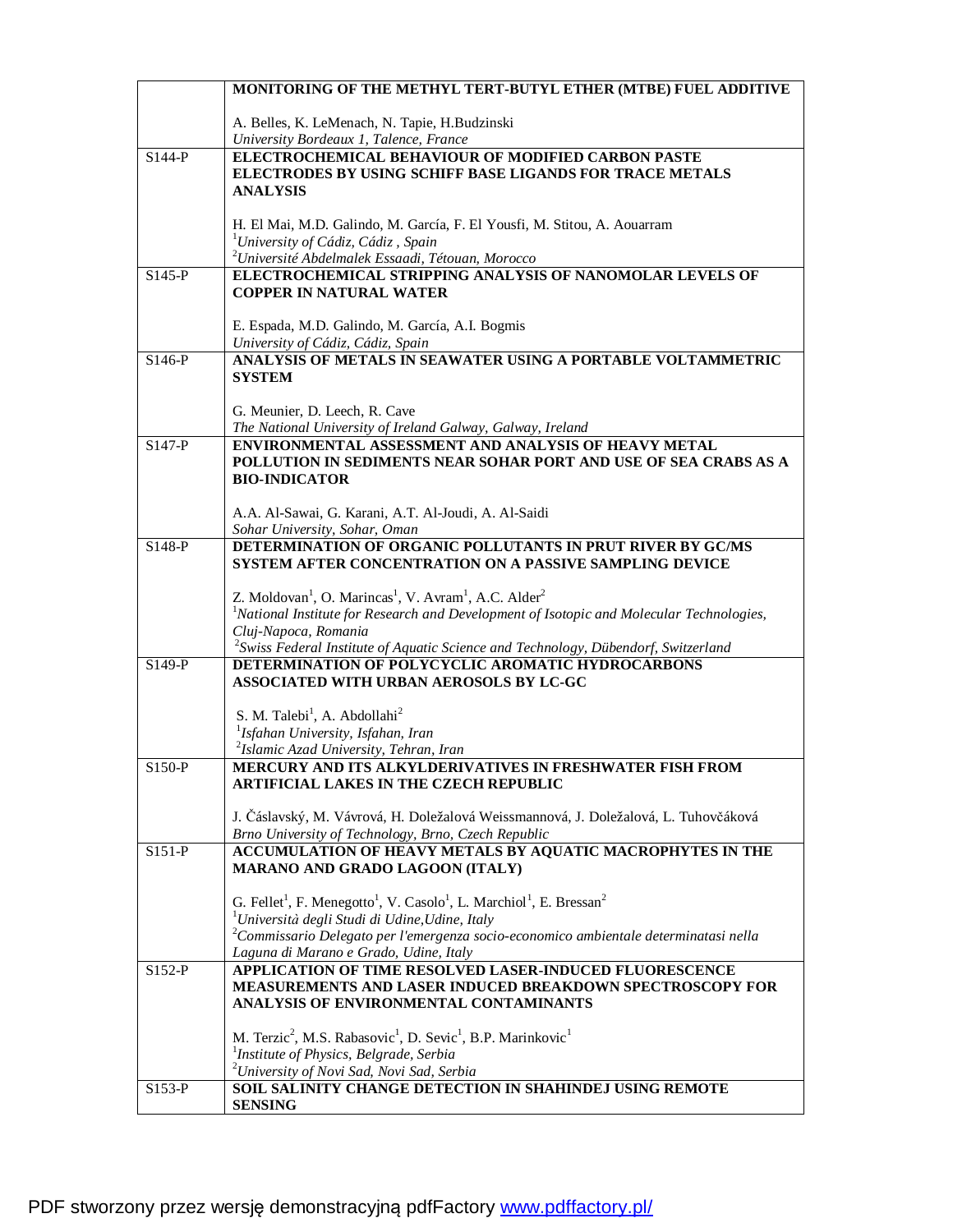| | |
|---|---|
| | **MONITORING OF THE METHYL TERT-BUTYL ETHER (MTBE) FUEL ADDITIVE**<br><br>A. Belles, K. LeMenach, N. Tapie, H.Budzinski<br>*University Bordeaux 1, Talence, France* |
| S144-P | **ELECTROCHEMICAL BEHAVIOUR OF MODIFIED CARBON PASTE ELECTRODES BY USING SCHIFF BASE LIGANDS FOR TRACE METALS ANALYSIS**<br><br>H. El Mai, M.D. Galindo, M. García, F. El Yousfi, M. Stitou, A. Aouarram<br>[1]*University of Cádiz, Cádiz , Spain*<br>[2]*Université Abdelmalek Essaadi, Tétouan, Morocco* |
| S145-P | **ELECTROCHEMICAL STRIPPING ANALYSIS OF NANOMOLAR LEVELS OF COPPER IN NATURAL WATER**<br><br>E. Espada, M.D. Galindo, M. García, A.I. Bogmis<br>*University of Cádiz, Cádiz, Spain* |
| S146-P | **ANALYSIS OF METALS IN SEAWATER USING A PORTABLE VOLTAMMETRIC SYSTEM**<br><br>G. Meunier, D. Leech, R. Cave<br>*The National University of Ireland Galway, Galway, Ireland* |
| S147-P | **ENVIRONMENTAL ASSESSMENT AND ANALYSIS OF HEAVY METAL POLLUTION IN SEDIMENTS NEAR SOHAR PORT AND USE OF SEA CRABS AS A BIO-INDICATOR**<br><br>A.A. Al-Sawai, G. Karani, A.T. Al-Joudi, A. Al-Saidi<br>*Sohar University, Sohar, Oman* |
| S148-P | **DETERMINATION OF ORGANIC POLLUTANTS IN PRUT RIVER BY GC/MS SYSTEM AFTER CONCENTRATION ON A PASSIVE SAMPLING DEVICE**<br><br>Z. Moldovan[1], O. Marincas[1], V. Avram[1], A.C. Alder[2]<br>[1]*National Institute for Research and Development of Isotopic and Molecular Technologies, Cluj-Napoca, Romania*<br>[2]*Swiss Federal Institute of Aquatic Science and Technology, Dübendorf, Switzerland* |
| S149-P | **DETERMINATION OF POLYCYCLIC AROMATIC HYDROCARBONS ASSOCIATED WITH URBAN AEROSOLS BY LC-GC**<br><br>S. M. Talebi[1], A. Abdollahi[2]<br>[1]*Isfahan University, Isfahan, Iran*<br>[2]*Islamic Azad University, Tehran, Iran* |
| S150-P | **MERCURY AND ITS ALKYLDERIVATIVES IN FRESHWATER FISH FROM ARTIFICIAL LAKES IN THE CZECH REPUBLIC**<br><br>J. Čáslavský, M. Vávrová, H. Doležalová Weissmannová, J. Doležalová, L. Tuhovčáková<br>*Brno University of Technology, Brno, Czech Republic* |
| S151-P | **ACCUMULATION OF HEAVY METALS BY AQUATIC MACROPHYTES IN THE MARANO AND GRADO LAGOON (ITALY)**<br><br>G. Fellet[1], F. Menegotto[1], V. Casolo[1], L. Marchiol[1], E. Bressan[2]<br>[1]*Università degli Studi di Udine,Udine, Italy*<br>[2]*Commissario Delegato per l'emergenza socio-economico ambientale determinatasi nella Laguna di Marano e Grado, Udine, Italy* |
| S152-P | **APPLICATION OF TIME RESOLVED LASER-INDUCED FLUORESCENCE MEASUREMENTS AND LASER INDUCED BREAKDOWN SPECTROSCOPY FOR ANALYSIS OF ENVIRONMENTAL CONTAMINANTS**<br><br>M. Terzic[2], M.S. Rabasovic[1], D. Sevic[1], B.P. Marinkovic[1]<br>[1]*Institute of Physics, Belgrade, Serbia*<br>[2]*University of Novi Sad, Novi Sad, Serbia* |
| S153-P | **SOIL SALINITY CHANGE DETECTION IN SHAHINDEJ USING REMOTE SENSING** |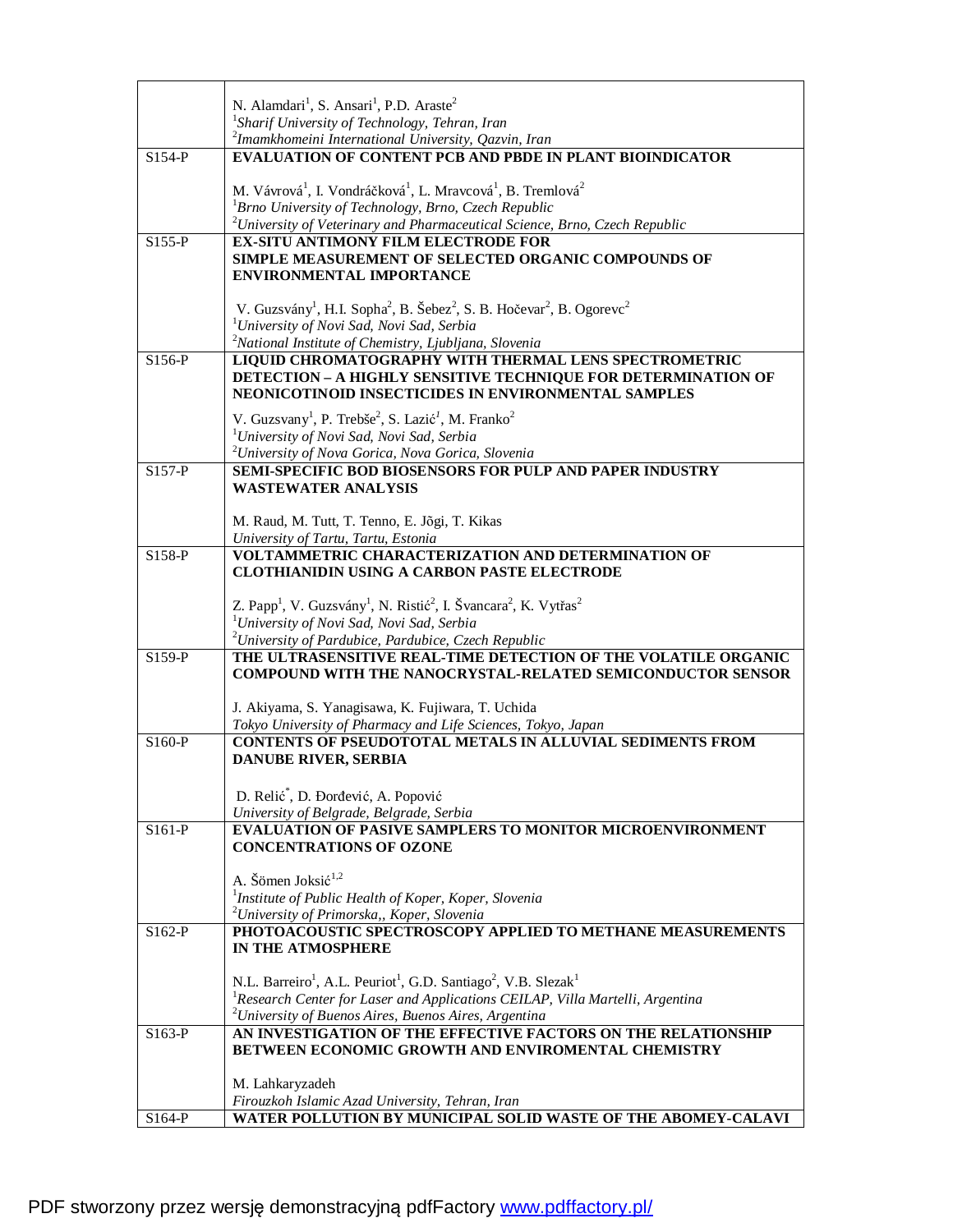| | |
|---|---|
| | N. Alamdari[1], S. Ansari[1], P.D. Araste[2]<br>[1]*Sharif University of Technology, Tehran, Iran*<br>[2]*Imamkhomeini International University, Qazvin, Iran* |
| S154-P | **EVALUATION OF CONTENT PCB AND PBDE IN PLANT BIOINDICATOR**<br><br>M. Vávrová[1], I. Vondráčková[1], L. Mravcová[1], B. Tremlová[2]<br>[1]*Brno University of Technology, Brno, Czech Republic*<br>[2]*University of Veterinary and Pharmaceutical Science, Brno, Czech Republic* |
| S155-P | **EX-SITU ANTIMONY FILM ELECTRODE FOR SIMPLE MEASUREMENT OF SELECTED ORGANIC COMPOUNDS OF ENVIRONMENTAL IMPORTANCE**<br><br>V. Guzsvány[1], H.I. Sopha[2], B. Šebez[2], S. B. Hočevar[2], B. Ogorevc[2]<br>[1]*University of Novi Sad, Novi Sad, Serbia*<br>[2]*National Institute of Chemistry, Ljubljana, Slovenia* |
| S156-P | **LIQUID CHROMATOGRAPHY WITH THERMAL LENS SPECTROMETRIC DETECTION – A HIGHLY SENSITIVE TECHNIQUE FOR DETERMINATION OF NEONICOTINOID INSECTICIDES IN ENVIRONMENTAL SAMPLES**<br><br>V. Guzsvany[1], P. Trebše[2], S. Lazić[1], M. Franko[2]<br>[1]*University of Novi Sad, Novi Sad, Serbia*<br>[2]*University of Nova Gorica, Nova Gorica, Slovenia* |
| S157-P | **SEMI-SPECIFIC BOD BIOSENSORS FOR PULP AND PAPER INDUSTRY WASTEWATER ANALYSIS**<br><br>M. Raud, M. Tutt, T. Tenno, E. Jõgi, T. Kikas<br>*University of Tartu, Tartu, Estonia* |
| S158-P | **VOLTAMMETRIC CHARACTERIZATION AND DETERMINATION OF CLOTHIANIDIN USING A CARBON PASTE ELECTRODE**<br><br>Z. Papp[1], V. Guzsvány[1], N. Ristić[2], I. Švancara[2], K. Vytřas[2]<br>[1]*University of Novi Sad, Novi Sad, Serbia*<br>[2]*University of Pardubice, Pardubice, Czech Republic* |
| S159-P | **THE ULTRASENSITIVE REAL-TIME DETECTION OF THE VOLATILE ORGANIC COMPOUND WITH THE NANOCRYSTAL-RELATED SEMICONDUCTOR SENSOR**<br><br>J. Akiyama, S. Yanagisawa, K. Fujiwara, T. Uchida<br>*Tokyo University of Pharmacy and Life Sciences, Tokyo, Japan* |
| S160-P | **CONTENTS OF PSEUDOTOTAL METALS IN ALLUVIAL SEDIMENTS FROM DANUBE RIVER, SERBIA**<br><br>D. Relić*, D. Đorđević, A. Popović<br>*University of Belgrade, Belgrade, Serbia* |
| S161-P | **EVALUATION OF PASIVE SAMPLERS TO MONITOR MICROENVIRONMENT CONCENTRATIONS OF OZONE**<br><br>A. Šömen Joksić[1,2]<br>[1]*Institute of Public Health of Koper, Koper, Slovenia*<br>[2]*University of Primorska,, Koper, Slovenia* |
| S162-P | **PHOTOACOUSTIC SPECTROSCOPY APPLIED TO METHANE MEASUREMENTS IN THE ATMOSPHERE**<br><br>N.L. Barreiro[1], A.L. Peuriot[1], G.D. Santiago[2], V.B. Slezak[1]<br>[1]*Research Center for Laser and Applications CEILAP, Villa Martelli, Argentina*<br>[2]*University of Buenos Aires, Buenos Aires, Argentina* |
| S163-P | **AN INVESTIGATION OF THE EFFECTIVE FACTORS ON THE RELATIONSHIP BETWEEN ECONOMIC GROWTH AND ENVIROMENTAL CHEMISTRY**<br><br>M. Lahkaryzadeh<br>*Firouzkoh Islamic Azad University, Tehran, Iran* |
| S164-P | **WATER POLLUTION BY MUNICIPAL SOLID WASTE OF THE ABOMEY-CALAVI** |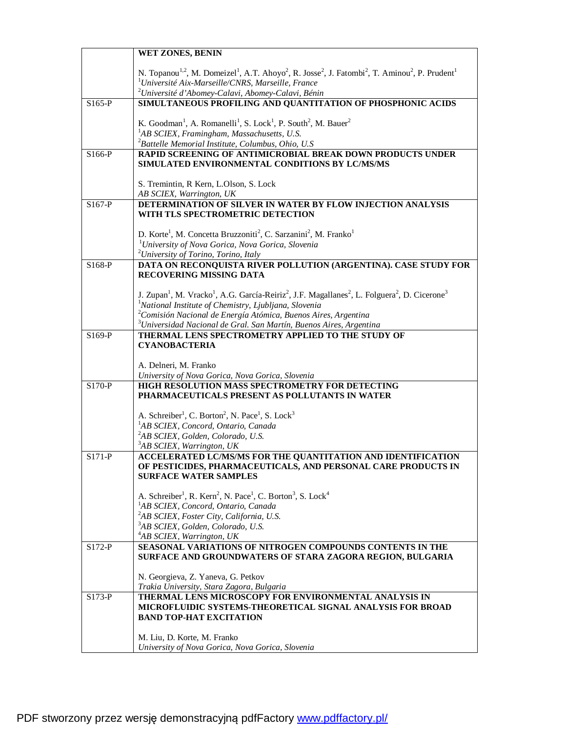| | |
|---|---|
| | **WET ZONES, BENIN**<br><br>N. Topanou[1,2], M. Domeizel[1], A.T. Ahoyo[2], R. Josse[2], J. Fatombi[2], T. Aminou[2], P. Prudent[1]<br>[1]*Université Aix-Marseille/CNRS, Marseille, France*<br>[2]*Université d'Abomey-Calavi, Abomey-Calavi, Bénin* |
| S165-P | **SIMULTANEOUS PROFILING AND QUANTITATION OF PHOSPHONIC ACIDS**<br><br>K. Goodman[1], A. Romanelli[1], S. Lock[1], P. South[2], M. Bauer[2]<br>[1]*AB SCIEX, Framingham, Massachusetts, U.S.*<br>[2]*Battelle Memorial Institute, Columbus, Ohio, U.S* |
| S166-P | **RAPID SCREENING OF ANTIMICROBIAL BREAK DOWN PRODUCTS UNDER SIMULATED ENVIRONMENTAL CONDITIONS BY LC/MS/MS**<br><br>S. Tremintin, R Kern, L.Olson, S. Lock<br>*AB SCIEX, Warrington, UK* |
| S167-P | **DETERMINATION OF SILVER IN WATER BY FLOW INJECTION ANALYSIS WITH TLS SPECTROMETRIC DETECTION**<br><br>D. Korte[1], M. Concetta Bruzzoniti[2], C. Sarzanini[2], M. Franko[1]<br>[1]*University of Nova Gorica, Nova Gorica, Slovenia*<br>[2]*University of Torino, Torino, Italy* |
| S168-P | **DATA ON RECONQUISTA RIVER POLLUTION (ARGENTINA). CASE STUDY FOR RECOVERING MISSING DATA**<br><br>J. Zupan[1], M. Vracko[1], A.G. García-Reiriz[2], J.F. Magallanes[2], L. Folguera[2], D. Cicerone[3]<br>[1]*National Institute of Chemistry, Ljubljana, Slovenia*<br>[2]*Comisión Nacional de Energía Atómica, Buenos Aires, Argentina*<br>[3]*Universidad Nacional de Gral. San Martín, Buenos Aires, Argentina* |
| S169-P | **THERMAL LENS SPECTROMETRY APPLIED TO THE STUDY OF CYANOBACTERIA**<br><br>A. Delneri, M. Franko<br>*University of Nova Gorica, Nova Gorica, Slovenia* |
| S170-P | **HIGH RESOLUTION MASS SPECTROMETRY FOR DETECTING PHARMACEUTICALS PRESENT AS POLLUTANTS IN WATER**<br><br>A. Schreiber[1], C. Borton[2], N. Pace[1], S. Lock[3]<br>[1]*AB SCIEX, Concord, Ontario, Canada*<br>[2]*AB SCIEX, Golden, Colorado, U.S.*<br>[3]*AB SCIEX, Warrington, UK* |
| S171-P | **ACCELERATED LC/MS/MS FOR THE QUANTITATION AND IDENTIFICATION OF PESTICIDES, PHARMACEUTICALS, AND PERSONAL CARE PRODUCTS IN SURFACE WATER SAMPLES**<br><br>A. Schreiber[1], R. Kern[2], N. Pace[1], C. Borton[3], S. Lock[4]<br>[1]*AB SCIEX, Concord, Ontario, Canada*<br>[2]*AB SCIEX, Foster City, California, U.S.*<br>[3]*AB SCIEX, Golden, Colorado, U.S.*<br>[4]*AB SCIEX, Warrington, UK* |
| S172-P | **SEASONAL VARIATIONS OF NITROGEN COMPOUNDS CONTENTS IN THE SURFACE AND GROUNDWATERS OF STARA ZAGORA REGION, BULGARIA**<br><br>N. Georgieva, Z. Yaneva, G. Petkov<br>*Trakia University, Stara Zagora, Bulgaria* |
| S173-P | **THERMAL LENS MICROSCOPY FOR ENVIRONMENTAL ANALYSIS IN MICROFLUIDIC SYSTEMS-THEORETICAL SIGNAL ANALYSIS FOR BROAD BAND TOP-HAT EXCITATION**<br><br>M. Liu, D. Korte, M. Franko<br>*University of Nova Gorica, Nova Gorica, Slovenia* |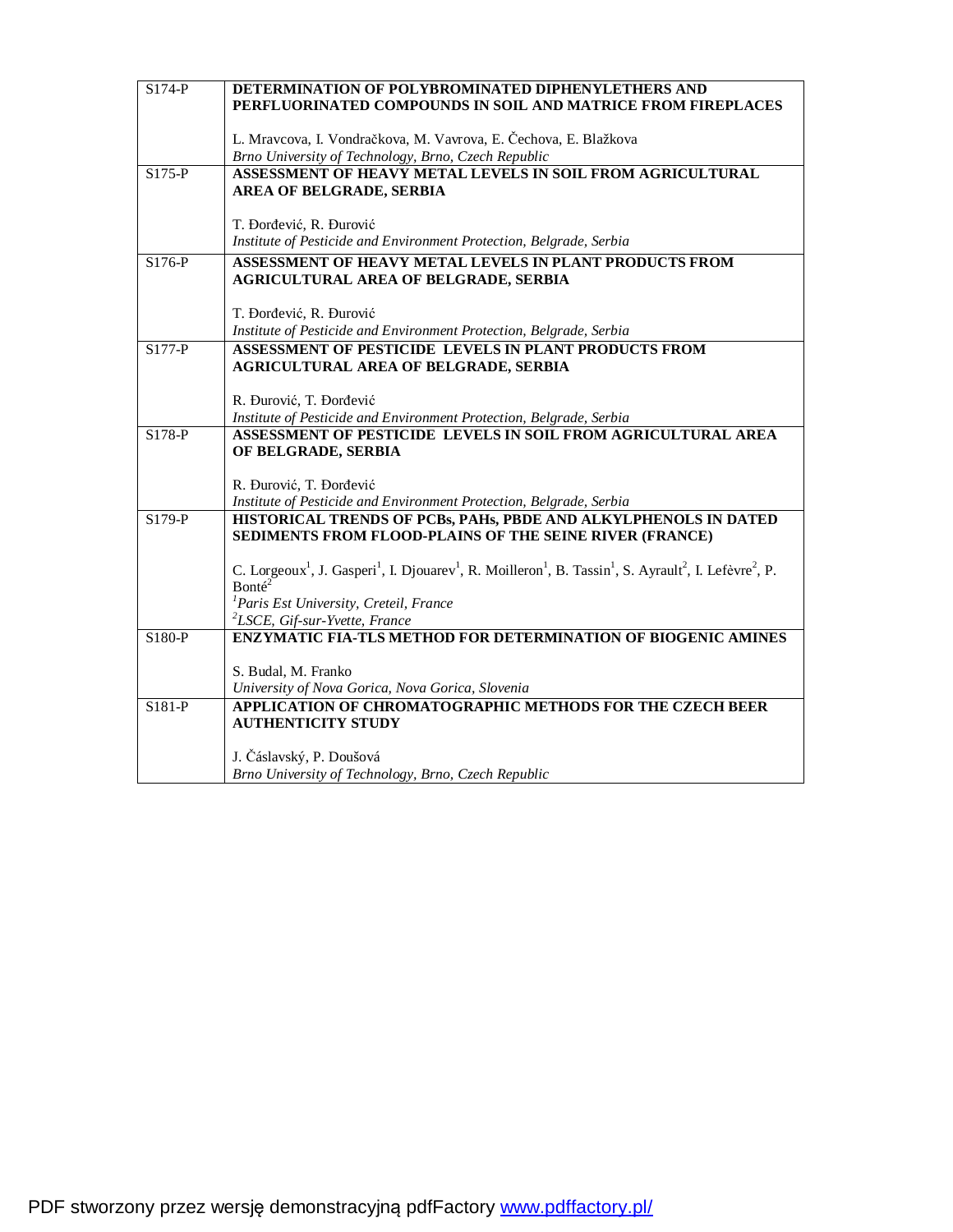| | |
|---|---|
| S174-P | **DETERMINATION OF POLYBROMINATED DIPHENYLETHERS AND PERFLUORINATED COMPOUNDS IN SOIL AND MATRICE FROM FIREPLACES**<br><br>L. Mravcova, I. Vondračkova, M. Vavrova, E. Čechova, E. Blažkova<br>*Brno University of Technology, Brno, Czech Republic* |
| S175-P | **ASSESSMENT OF HEAVY METAL LEVELS IN SOIL FROM AGRICULTURAL AREA OF BELGRADE, SERBIA**<br><br>T. Đorđević, R. Đurović<br>*Institute of Pesticide and Environment Protection, Belgrade, Serbia* |
| S176-P | **ASSESSMENT OF HEAVY METAL LEVELS IN PLANT PRODUCTS FROM AGRICULTURAL AREA OF BELGRADE, SERBIA**<br><br>T. Đorđević, R. Đurović<br>*Institute of Pesticide and Environment Protection, Belgrade, Serbia* |
| S177-P | **ASSESSMENT OF PESTICIDE LEVELS IN PLANT PRODUCTS FROM AGRICULTURAL AREA OF BELGRADE, SERBIA**<br><br>R. Đurović, T. Đorđević<br>*Institute of Pesticide and Environment Protection, Belgrade, Serbia* |
| S178-P | **ASSESSMENT OF PESTICIDE LEVELS IN SOIL FROM AGRICULTURAL AREA OF BELGRADE, SERBIA**<br><br>R. Đurović, T. Đorđević<br>*Institute of Pesticide and Environment Protection, Belgrade, Serbia* |
| S179-P | **HISTORICAL TRENDS OF PCBs, PAHs, PBDE AND ALKYLPHENOLS IN DATED SEDIMENTS FROM FLOOD-PLAINS OF THE SEINE RIVER (FRANCE)**<br><br>C. Lorgeoux[1], J. Gasperi[1], I. Djouarev[1], R. Moilleron[1], B. Tassin[1], S. Ayrault[2], I. Lefèvre[2], P. Bonté[2]<br>[1]*Paris Est University, Creteil, France*<br>[2]*LSCE, Gif-sur-Yvette, France* |
| S180-P | **ENZYMATIC FIA-TLS METHOD FOR DETERMINATION OF BIOGENIC AMINES**<br><br>S. Budal, M. Franko<br>*University of Nova Gorica, Nova Gorica, Slovenia* |
| S181-P | **APPLICATION OF CHROMATOGRAPHIC METHODS FOR THE CZECH BEER AUTHENTICITY STUDY**<br><br>J. Čáslavský, P. Doušová<br>*Brno University of Technology, Brno, Czech Republic* |